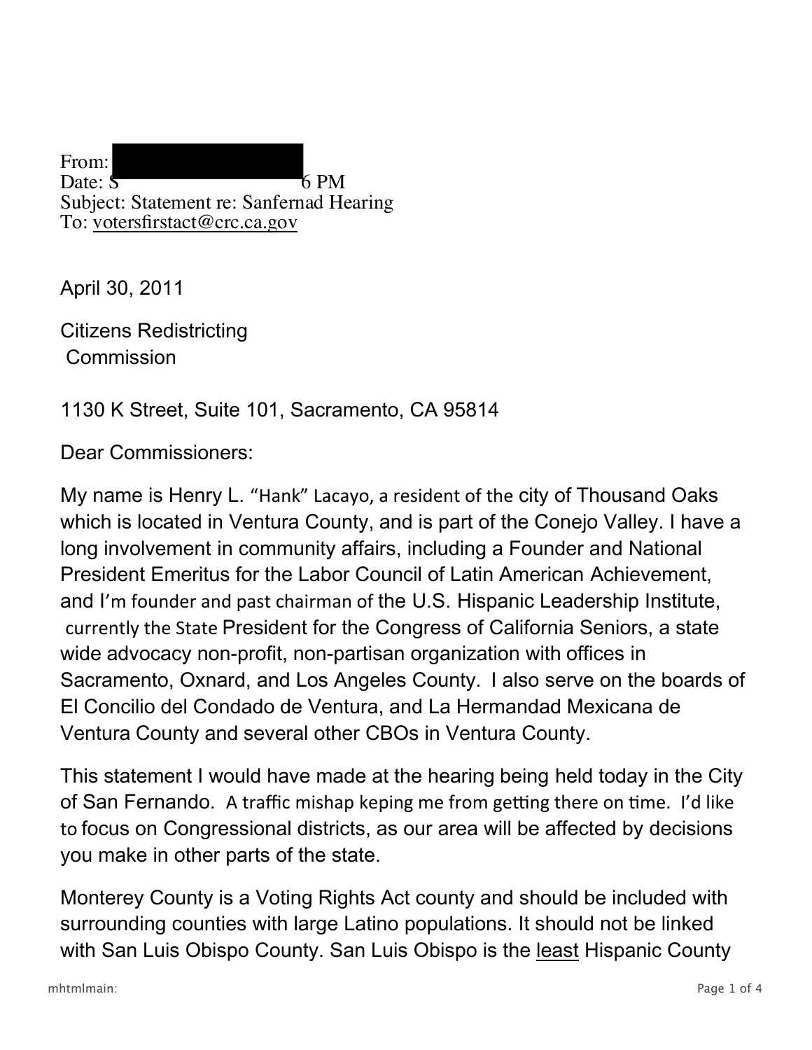From:
Date: S 6 PM
Subject: Statement re: Sanfernad Hearing
To: votersfirstact@crc.ca.gov

April 30, 2011

Citizens Redistricting
Commission

1130 K Street, Suite 101, Sacramento, CA 95814

Dear Commissioners:

My name is Henry L. "Hank" Lacayo, a resident of the city of Thousand Oaks which is located in Ventura County, and is part of the Conejo Valley. I have a long involvement in community affairs, including a Founder and National President Emeritus for the Labor Council of Latin American Achievement, and I'm founder and past chairman of the U.S. Hispanic Leadership Institute, currently the State President for the Congress of California Seniors, a state wide advocacy non-profit, non-partisan organization with offices in Sacramento, Oxnard, and Los Angeles County. I also serve on the boards of El Concilio del Condado de Ventura, and La Hermandad Mexicana de Ventura County and several other CBOs in Ventura County.

This statement I would have made at the hearing being held today in the City of San Fernando. A traffic mishap keping me from getting there on time. I'd like to focus on Congressional districts, as our area will be affected by decisions you make in other parts of the state.

Monterey County is a Voting Rights Act county and should be included with surrounding counties with large Latino populations. It should not be linked with San Luis Obispo County. San Luis Obispo is the <u>least</u> Hispanic County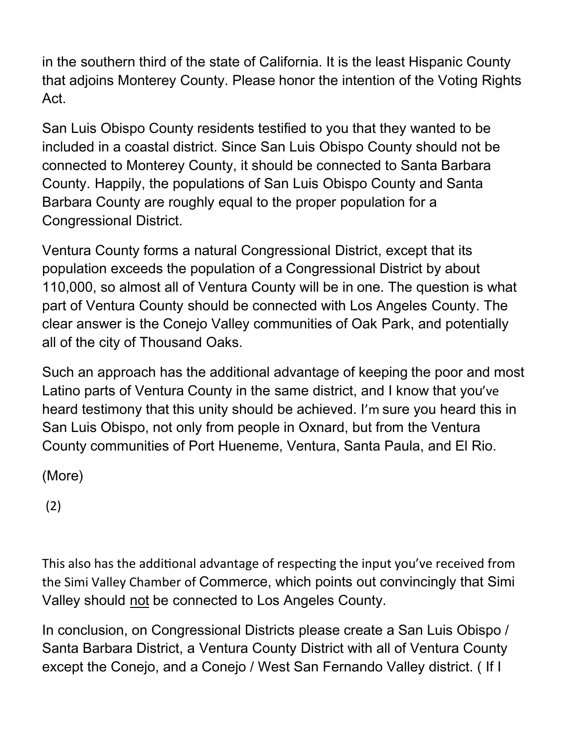in the southern third of the state of California. It is the least Hispanic County that adjoins Monterey County. Please honor the intention of the Voting Rights Act.

San Luis Obispo County residents testified to you that they wanted to be included in a coastal district. Since San Luis Obispo County should not be connected to Monterey County, it should be connected to Santa Barbara County. Happily, the populations of San Luis Obispo County and Santa Barbara County are roughly equal to the proper population for a Congressional District.

Ventura County forms a natural Congressional District, except that its population exceeds the population of a Congressional District by about 110,000, so almost all of Ventura County will be in one. The question is what part of Ventura County should be connected with Los Angeles County. The clear answer is the Conejo Valley communities of Oak Park, and potentially all of the city of Thousand Oaks.

Such an approach has the additional advantage of keeping the poor and most Latino parts of Ventura County in the same district, and I know that you've heard testimony that this unity should be achieved. I'm sure you heard this in San Luis Obispo, not only from people in Oxnard, but from the Ventura County communities of Port Hueneme, Ventura, Santa Paula, and El Rio.

(More)

(2)

This also has the additional advantage of respecting the input you've received from the Simi Valley Chamber of Commerce, which points out convincingly that Simi Valley should <u>not</u> be connected to Los Angeles County.

In conclusion, on Congressional Districts please create a San Luis Obispo / Santa Barbara District, a Ventura County District with all of Ventura County except the Conejo, and a Conejo / West San Fernando Valley district. ( If I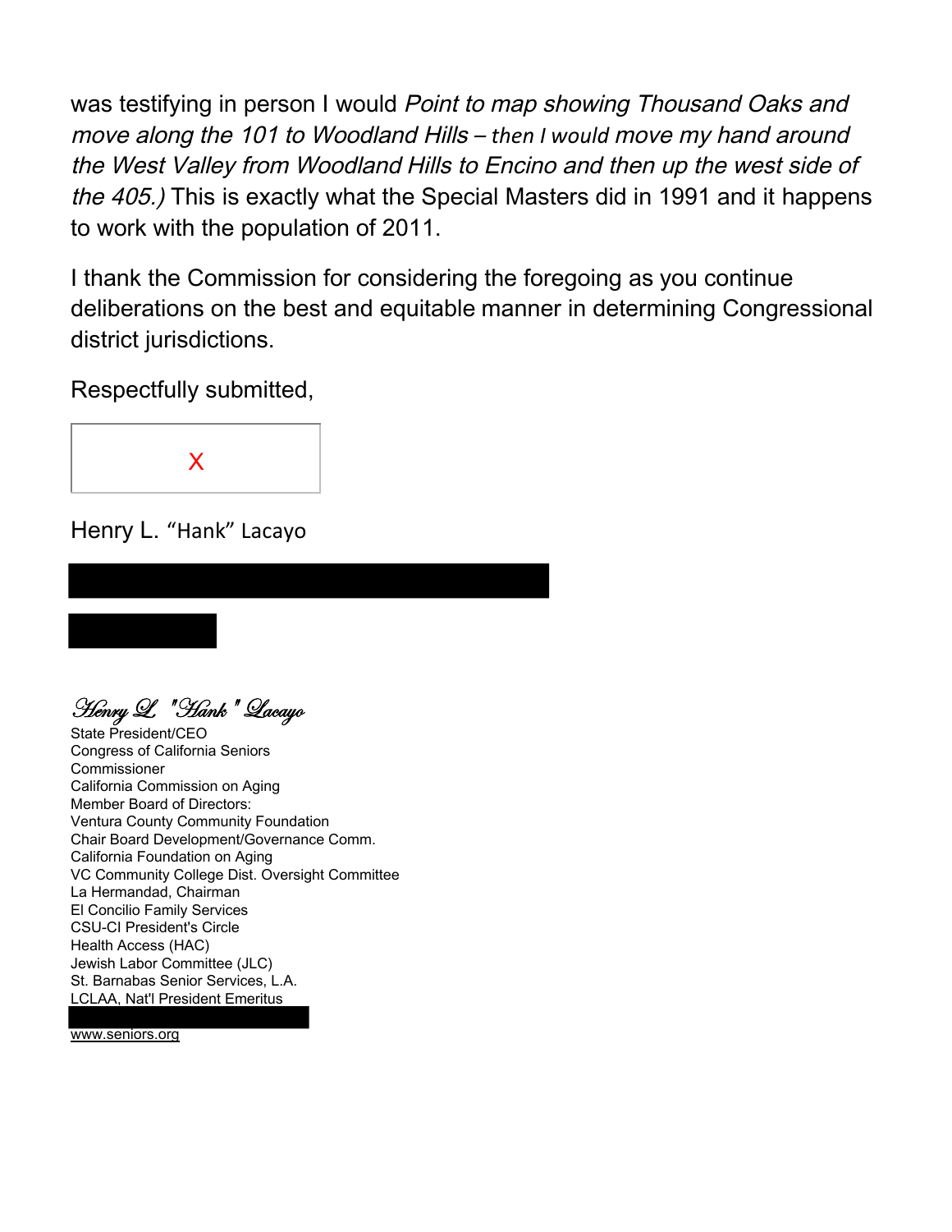was testifying in person I would *Point to map showing Thousand Oaks and move along the 101 to Woodland Hills – then I would move my hand around the West Valley from Woodland Hills to Encino and then up the west side of the 405.)* This is exactly what the Special Masters did in 1991 and it happens to work with the population of 2011.

I thank the Commission for considering the foregoing as you continue deliberations on the best and equitable manner in determining Congressional district jurisdictions.

Respectfully submitted,

X

Henry L. "Hank" Lacayo

*Henry L. "Hank" Lacayo*

State President/CEO
Congress of California Seniors
Commissioner
California Commission on Aging
Member Board of Directors:
Ventura County Community Foundation
Chair Board Development/Governance Comm.
California Foundation on Aging
VC Community College Dist. Oversight Committee
La Hermandad, Chairman
El Concilio Family Services
CSU-CI President's Circle
Health Access (HAC)
Jewish Labor Committee (JLC)
St. Barnabas Senior Services, L.A.
LCLAA, Nat'l President Emeritus

www.seniors.org